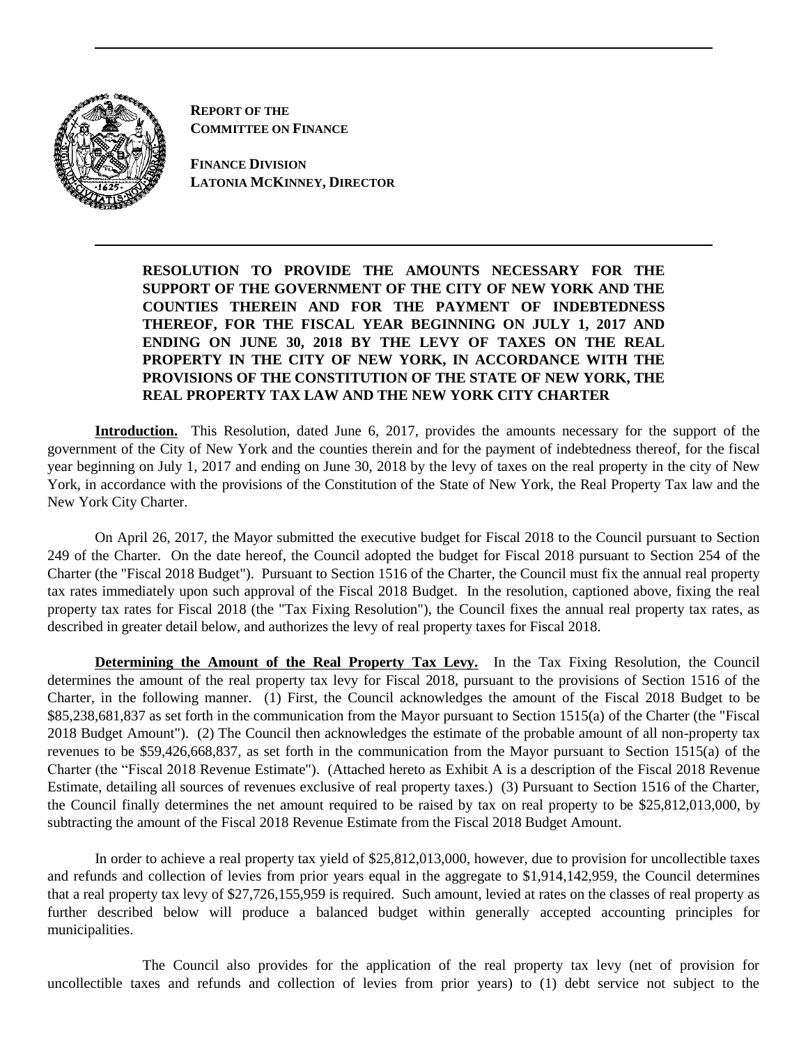**REPORT OF THE**
**COMMITTEE ON FINANCE**

**FINANCE DIVISION**
**LATONIA MCKINNEY, DIRECTOR**

---

**RESOLUTION TO PROVIDE THE AMOUNTS NECESSARY FOR THE SUPPORT OF THE GOVERNMENT OF THE CITY OF NEW YORK AND THE COUNTIES THEREIN AND FOR THE PAYMENT OF INDEBTEDNESS THEREOF, FOR THE FISCAL YEAR BEGINNING ON JULY 1, 2017 AND ENDING ON JUNE 30, 2018 BY THE LEVY OF TAXES ON THE REAL PROPERTY IN THE CITY OF NEW YORK, IN ACCORDANCE WITH THE PROVISIONS OF THE CONSTITUTION OF THE STATE OF NEW YORK, THE REAL PROPERTY TAX LAW AND THE NEW YORK CITY CHARTER**

**Introduction.** This Resolution, dated June 6, 2017, provides the amounts necessary for the support of the government of the City of New York and the counties therein and for the payment of indebtedness thereof, for the fiscal year beginning on July 1, 2017 and ending on June 30, 2018 by the levy of taxes on the real property in the city of New York, in accordance with the provisions of the Constitution of the State of New York, the Real Property Tax law and the New York City Charter.

On April 26, 2017, the Mayor submitted the executive budget for Fiscal 2018 to the Council pursuant to Section 249 of the Charter. On the date hereof, the Council adopted the budget for Fiscal 2018 pursuant to Section 254 of the Charter (the "Fiscal 2018 Budget"). Pursuant to Section 1516 of the Charter, the Council must fix the annual real property tax rates immediately upon such approval of the Fiscal 2018 Budget. In the resolution, captioned above, fixing the real property tax rates for Fiscal 2018 (the "Tax Fixing Resolution"), the Council fixes the annual real property tax rates, as described in greater detail below, and authorizes the levy of real property taxes for Fiscal 2018.

**Determining the Amount of the Real Property Tax Levy.** In the Tax Fixing Resolution, the Council determines the amount of the real property tax levy for Fiscal 2018, pursuant to the provisions of Section 1516 of the Charter, in the following manner. (1) First, the Council acknowledges the amount of the Fiscal 2018 Budget to be \$85,238,681,837 as set forth in the communication from the Mayor pursuant to Section 1515(a) of the Charter (the "Fiscal 2018 Budget Amount"). (2) The Council then acknowledges the estimate of the probable amount of all non-property tax revenues to be \$59,426,668,837, as set forth in the communication from the Mayor pursuant to Section 1515(a) of the Charter (the "Fiscal 2018 Revenue Estimate"). (Attached hereto as Exhibit A is a description of the Fiscal 2018 Revenue Estimate, detailing all sources of revenues exclusive of real property taxes.) (3) Pursuant to Section 1516 of the Charter, the Council finally determines the net amount required to be raised by tax on real property to be \$25,812,013,000, by subtracting the amount of the Fiscal 2018 Revenue Estimate from the Fiscal 2018 Budget Amount.

In order to achieve a real property tax yield of \$25,812,013,000, however, due to provision for uncollectible taxes and refunds and collection of levies from prior years equal in the aggregate to \$1,914,142,959, the Council determines that a real property tax levy of \$27,726,155,959 is required. Such amount, levied at rates on the classes of real property as further described below will produce a balanced budget within generally accepted accounting principles for municipalities.

The Council also provides for the application of the real property tax levy (net of provision for uncollectible taxes and refunds and collection of levies from prior years) to (1) debt service not subject to the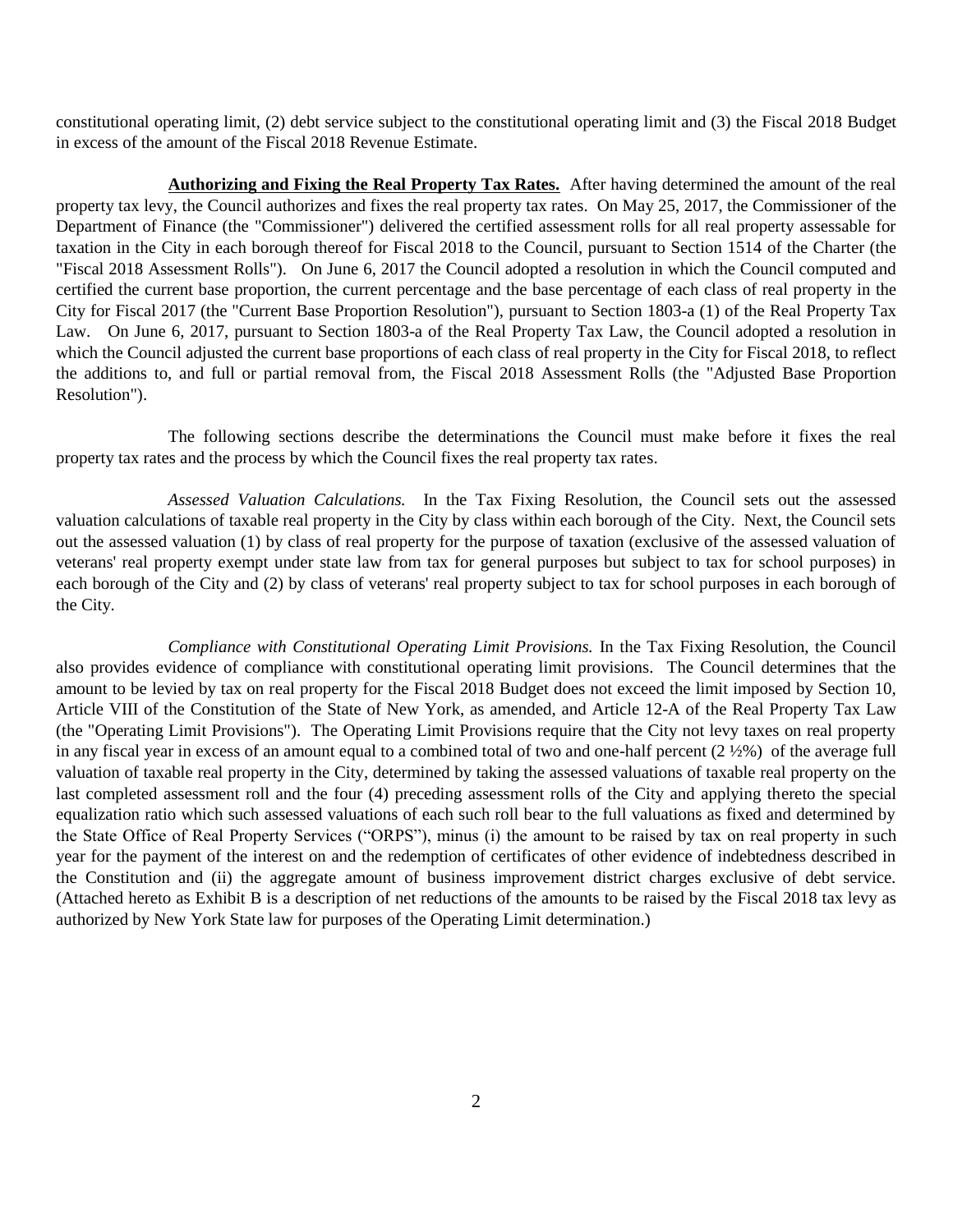constitutional operating limit, (2) debt service subject to the constitutional operating limit and (3) the Fiscal 2018 Budget in excess of the amount of the Fiscal 2018 Revenue Estimate.

**Authorizing and Fixing the Real Property Tax Rates.** After having determined the amount of the real property tax levy, the Council authorizes and fixes the real property tax rates. On May 25, 2017, the Commissioner of the Department of Finance (the "Commissioner") delivered the certified assessment rolls for all real property assessable for taxation in the City in each borough thereof for Fiscal 2018 to the Council, pursuant to Section 1514 of the Charter (the "Fiscal 2018 Assessment Rolls"). On June 6, 2017 the Council adopted a resolution in which the Council computed and certified the current base proportion, the current percentage and the base percentage of each class of real property in the City for Fiscal 2017 (the "Current Base Proportion Resolution"), pursuant to Section 1803-a (1) of the Real Property Tax Law. On June 6, 2017, pursuant to Section 1803-a of the Real Property Tax Law, the Council adopted a resolution in which the Council adjusted the current base proportions of each class of real property in the City for Fiscal 2018, to reflect the additions to, and full or partial removal from, the Fiscal 2018 Assessment Rolls (the "Adjusted Base Proportion Resolution").

The following sections describe the determinations the Council must make before it fixes the real property tax rates and the process by which the Council fixes the real property tax rates.

*Assessed Valuation Calculations.* In the Tax Fixing Resolution, the Council sets out the assessed valuation calculations of taxable real property in the City by class within each borough of the City. Next, the Council sets out the assessed valuation (1) by class of real property for the purpose of taxation (exclusive of the assessed valuation of veterans' real property exempt under state law from tax for general purposes but subject to tax for school purposes) in each borough of the City and (2) by class of veterans' real property subject to tax for school purposes in each borough of the City.

*Compliance with Constitutional Operating Limit Provisions.* In the Tax Fixing Resolution, the Council also provides evidence of compliance with constitutional operating limit provisions. The Council determines that the amount to be levied by tax on real property for the Fiscal 2018 Budget does not exceed the limit imposed by Section 10, Article VIII of the Constitution of the State of New York, as amended, and Article 12-A of the Real Property Tax Law (the "Operating Limit Provisions"). The Operating Limit Provisions require that the City not levy taxes on real property in any fiscal year in excess of an amount equal to a combined total of two and one-half percent (2 ½%) of the average full valuation of taxable real property in the City, determined by taking the assessed valuations of taxable real property on the last completed assessment roll and the four (4) preceding assessment rolls of the City and applying thereto the special equalization ratio which such assessed valuations of each such roll bear to the full valuations as fixed and determined by the State Office of Real Property Services ("ORPS"), minus (i) the amount to be raised by tax on real property in such year for the payment of the interest on and the redemption of certificates of other evidence of indebtedness described in the Constitution and (ii) the aggregate amount of business improvement district charges exclusive of debt service. (Attached hereto as Exhibit B is a description of net reductions of the amounts to be raised by the Fiscal 2018 tax levy as authorized by New York State law for purposes of the Operating Limit determination.)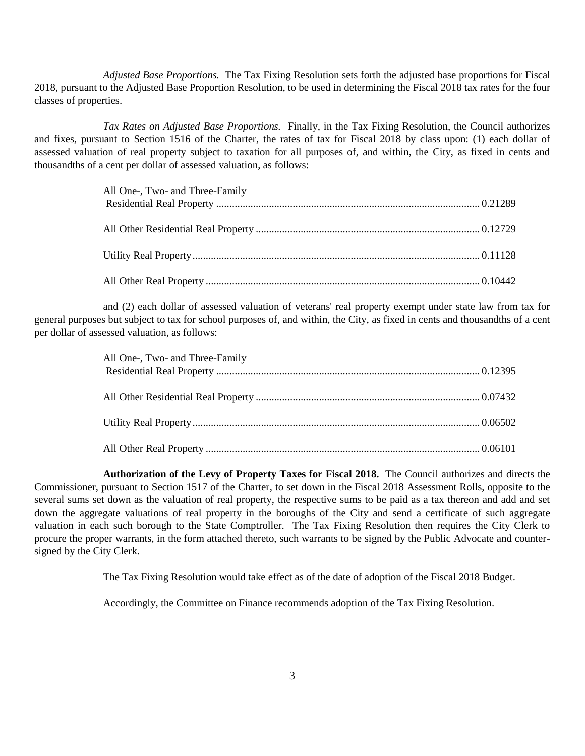*Adjusted Base Proportions.* The Tax Fixing Resolution sets forth the adjusted base proportions for Fiscal 2018, pursuant to the Adjusted Base Proportion Resolution, to be used in determining the Fiscal 2018 tax rates for the four classes of properties.

*Tax Rates on Adjusted Base Proportions.* Finally, in the Tax Fixing Resolution, the Council authorizes and fixes, pursuant to Section 1516 of the Charter, the rates of tax for Fiscal 2018 by class upon: (1) each dollar of assessed valuation of real property subject to taxation for all purposes of, and within, the City, as fixed in cents and thousandths of a cent per dollar of assessed valuation, as follows:

| | |
|---|---|
| All One-, Two- and Three-Family Residential Real Property | 0.21289 |
| All Other Residential Real Property | 0.12729 |
| Utility Real Property | 0.11128 |
| All Other Real Property | 0.10442 |

and (2) each dollar of assessed valuation of veterans' real property exempt under state law from tax for general purposes but subject to tax for school purposes of, and within, the City, as fixed in cents and thousandths of a cent per dollar of assessed valuation, as follows:

| | |
|---|---|
| All One-, Two- and Three-Family Residential Real Property | 0.12395 |
| All Other Residential Real Property | 0.07432 |
| Utility Real Property | 0.06502 |
| All Other Real Property | 0.06101 |

**Authorization of the Levy of Property Taxes for Fiscal 2018.** The Council authorizes and directs the Commissioner, pursuant to Section 1517 of the Charter, to set down in the Fiscal 2018 Assessment Rolls, opposite to the several sums set down as the valuation of real property, the respective sums to be paid as a tax thereon and add and set down the aggregate valuations of real property in the boroughs of the City and send a certificate of such aggregate valuation in each such borough to the State Comptroller. The Tax Fixing Resolution then requires the City Clerk to procure the proper warrants, in the form attached thereto, such warrants to be signed by the Public Advocate and counter-signed by the City Clerk.

The Tax Fixing Resolution would take effect as of the date of adoption of the Fiscal 2018 Budget.

Accordingly, the Committee on Finance recommends adoption of the Tax Fixing Resolution.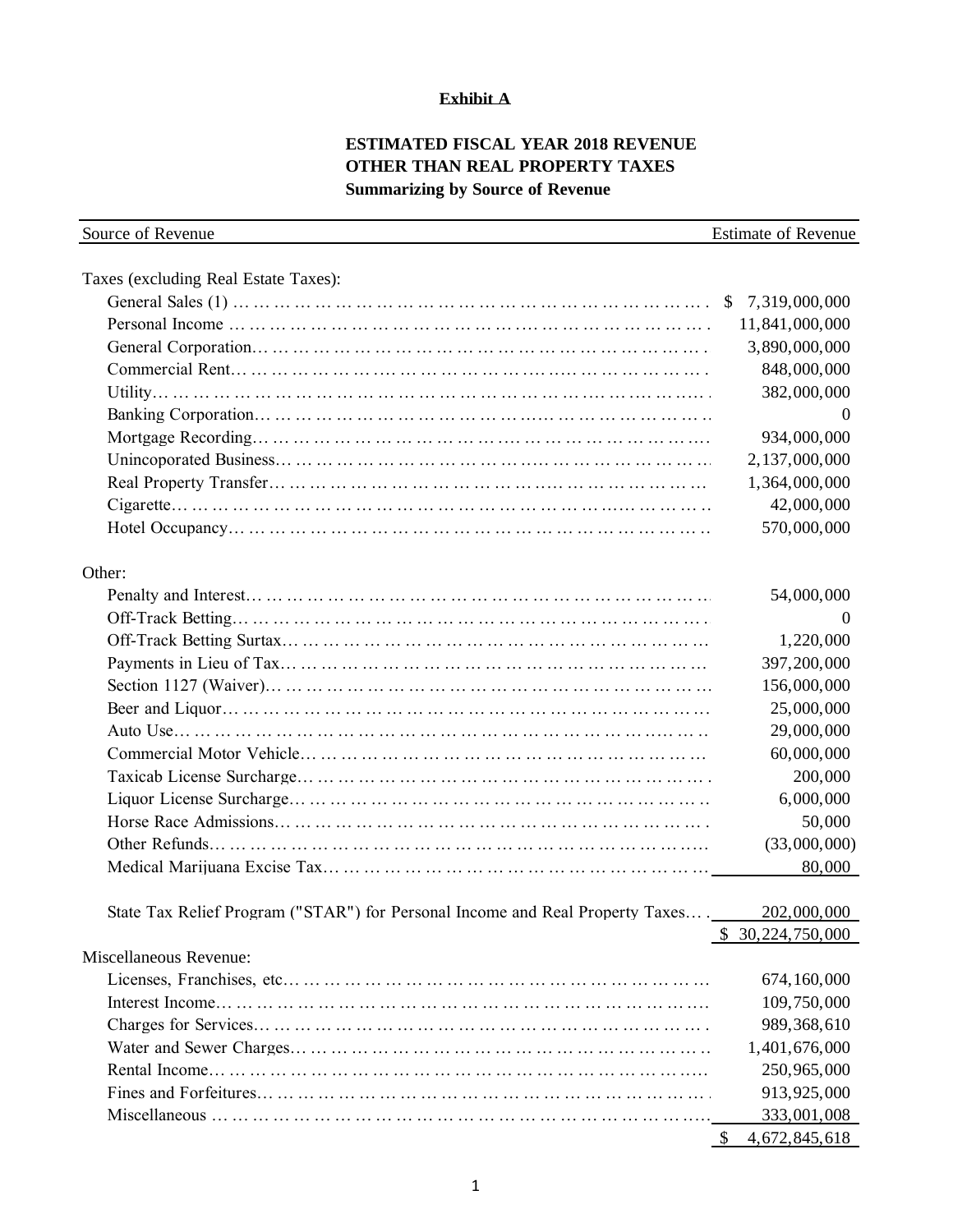**Exhibit A**

**ESTIMATED FISCAL YEAR 2018 REVENUE**
**OTHER THAN REAL PROPERTY TAXES**
**Summarizing by Source of Revenue**

| Source of Revenue | Estimate of Revenue |
|---|---|
| Taxes (excluding Real Estate Taxes): | |
| General Sales (1) | $ 7,319,000,000 |
| Personal Income | 11,841,000,000 |
| General Corporation | 3,890,000,000 |
| Commercial Rent | 848,000,000 |
| Utility | 382,000,000 |
| Banking Corporation | 0 |
| Mortgage Recording | 934,000,000 |
| Unincoporated Business | 2,137,000,000 |
| Real Property Transfer | 1,364,000,000 |
| Cigarette | 42,000,000 |
| Hotel Occupancy | 570,000,000 |
| Other: | |
| Penalty and Interest | 54,000,000 |
| Off-Track Betting | 0 |
| Off-Track Betting Surtax | 1,220,000 |
| Payments in Lieu of Tax | 397,200,000 |
| Section 1127 (Waiver) | 156,000,000 |
| Beer and Liquor | 25,000,000 |
| Auto Use | 29,000,000 |
| Commercial Motor Vehicle | 60,000,000 |
| Taxicab License Surcharge | 200,000 |
| Liquor License Surcharge | 6,000,000 |
| Horse Race Admissions | 50,000 |
| Other Refunds | (33,000,000) |
| Medical Marijuana Excise Tax | 80,000 |
| State Tax Relief Program ("STAR") for Personal Income and Real Property Taxes | 202,000,000 |
| | $ 30,224,750,000 |
| Miscellaneous Revenue: | |
| Licenses, Franchises, etc | 674,160,000 |
| Interest Income | 109,750,000 |
| Charges for Services | 989,368,610 |
| Water and Sewer Charges | 1,401,676,000 |
| Rental Income | 250,965,000 |
| Fines and Forfeitures | 913,925,000 |
| Miscellaneous | 333,001,008 |
| | $ 4,672,845,618 |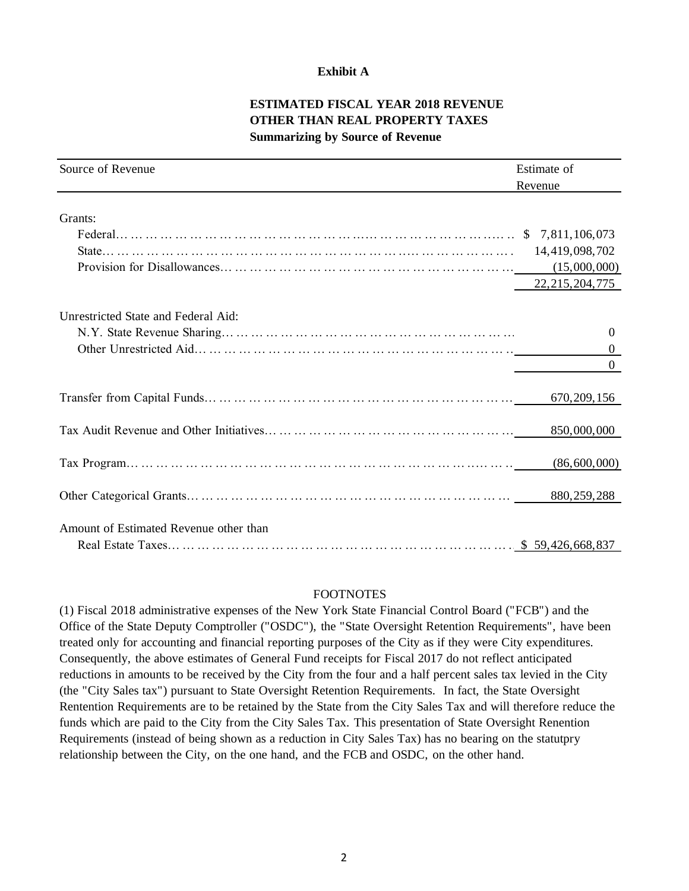**Exhibit A**

**ESTIMATED FISCAL YEAR 2018 REVENUE**
**OTHER THAN REAL PROPERTY TAXES**
**Summarizing by Source of Revenue**

| Source of Revenue | Estimate of Revenue |
|---|---|
| Grants: | |
| Federal | $ 7,811,106,073 |
| State | 14,419,098,702 |
| Provision for Disallowances | (15,000,000) |
| | 22,215,204,775 |
| Unrestricted State and Federal Aid: | |
| N.Y. State Revenue Sharing | 0 |
| Other Unrestricted Aid | 0 |
| | 0 |
| Transfer from Capital Funds | 670,209,156 |
| Tax Audit Revenue and Other Initiatives | 850,000,000 |
| Tax Program | (86,600,000) |
| Other Categorical Grants | 880,259,288 |
| Amount of Estimated Revenue other than Real Estate Taxes | $ 59,426,668,837 |

FOOTNOTES

(1) Fiscal 2018 administrative expenses of the New York State Financial Control Board ("FCB") and the Office of the State Deputy Comptroller ("OSDC"), the "State Oversight Retention Requirements", have been treated only for accounting and financial reporting purposes of the City as if they were City expenditures. Consequently, the above estimates of General Fund receipts for Fiscal 2017 do not reflect anticipated reductions in amounts to be received by the City from the four and a half percent sales tax levied in the City (the "City Sales tax") pursuant to State Oversight Retention Requirements. In fact, the State Oversight Rentention Requirements are to be retained by the State from the City Sales Tax and will therefore reduce the funds which are paid to the City from the City Sales Tax. This presentation of State Oversight Renention Requirements (instead of being shown as a reduction in City Sales Tax) has no bearing on the statutpry relationship between the City, on the one hand, and the FCB and OSDC, on the other hand.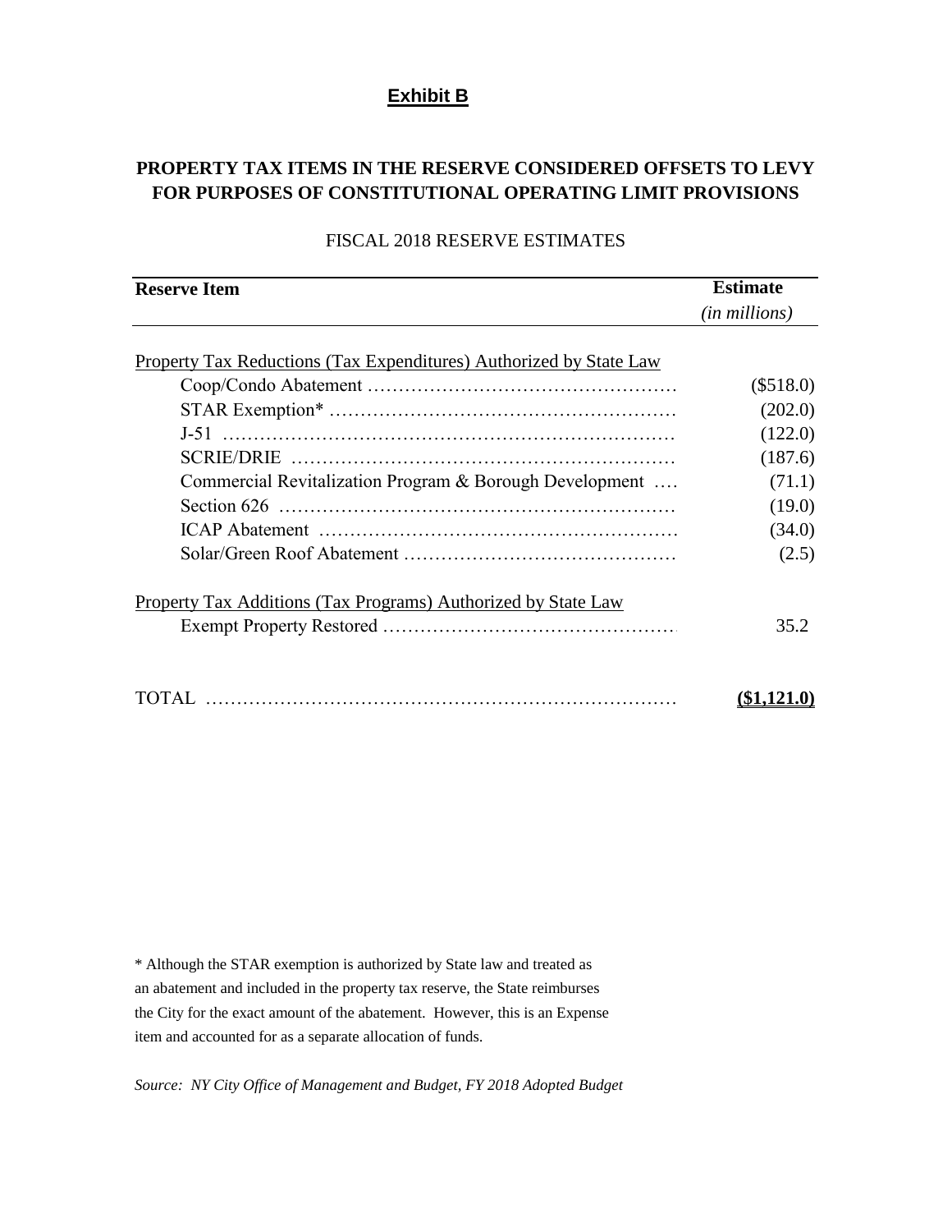## Exhibit B

### PROPERTY TAX ITEMS IN THE RESERVE CONSIDERED OFFSETS TO LEVY FOR PURPOSES OF CONSTITUTIONAL OPERATING LIMIT PROVISIONS

FISCAL 2018 RESERVE ESTIMATES

| Reserve Item | Estimate *(in millions)* |
|---|---|
| Property Tax Reductions (Tax Expenditures) Authorized by State Law | |
| Coop/Condo Abatement | ($518.0) |
| STAR Exemption* | (202.0) |
| J-51 | (122.0) |
| SCRIE/DRIE | (187.6) |
| Commercial Revitalization Program & Borough Development | (71.1) |
| Section 626 | (19.0) |
| ICAP Abatement | (34.0) |
| Solar/Green Roof Abatement | (2.5) |
| Property Tax Additions (Tax Programs) Authorized by State Law | |
| Exempt Property Restored | 35.2 |
| TOTAL | **($1,121.0)** |

* Although the STAR exemption is authorized by State law and treated as an abatement and included in the property tax reserve, the State reimburses the City for the exact amount of the abatement. However, this is an Expense item and accounted for as a separate allocation of funds.

*Source: NY City Office of Management and Budget, FY 2018 Adopted Budget*